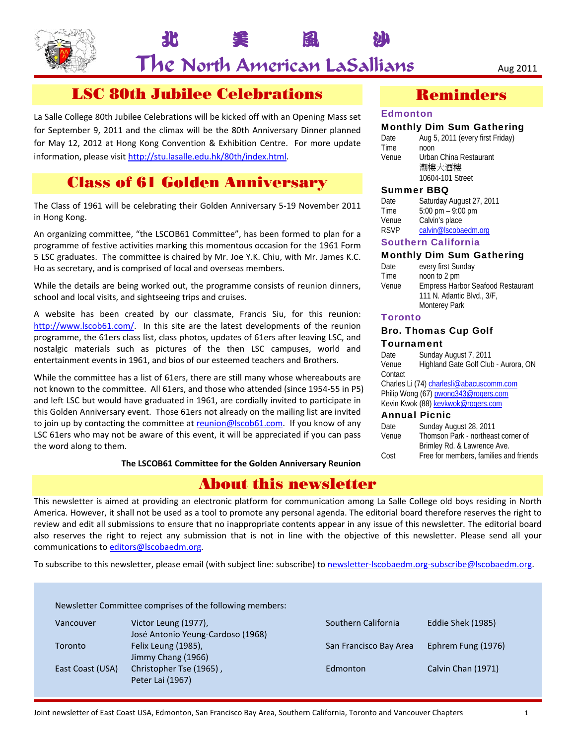# 北 美 風 沙
# The North American LaSallians

Aug 2011

## LSC 80th Jubilee Celebrations

La Salle College 80th Jubilee Celebrations will be kicked off with an Opening Mass set for September 9, 2011 and the climax will be the 80th Anniversary Dinner planned for May 12, 2012 at Hong Kong Convention & Exhibition Centre. For more update information, please visit http://stu.lasalle.edu.hk/80th/index.html.

## Class of 61 Golden Anniversary

The Class of 1961 will be celebrating their Golden Anniversary 5-19 November 2011 in Hong Kong.

An organizing committee, "the LSCOB61 Committee", has been formed to plan for a programme of festive activities marking this momentous occasion for the 1961 Form 5 LSC graduates. The committee is chaired by Mr. Joe Y.K. Chiu, with Mr. James K.C. Ho as secretary, and is comprised of local and overseas members.

While the details are being worked out, the programme consists of reunion dinners, school and local visits, and sightseeing trips and cruises.

A website has been created by our classmate, Francis Siu, for this reunion: http://www.lscob61.com/. In this site are the latest developments of the reunion programme, the 61ers class list, class photos, updates of 61ers after leaving LSC, and nostalgic materials such as pictures of the then LSC campuses, world and entertainment events in 1961, and bios of our esteemed teachers and Brothers.

While the committee has a list of 61ers, there are still many whose whereabouts are not known to the committee. All 61ers, and those who attended (since 1954-55 in P5) and left LSC but would have graduated in 1961, are cordially invited to participate in this Golden Anniversary event. Those 61ers not already on the mailing list are invited to join up by contacting the committee at reunion@lscob61.com. If you know of any LSC 61ers who may not be aware of this event, it will be appreciated if you can pass the word along to them.

**The LSCOB61 Committee for the Golden Anniversary Reunion**

## Reminders

### Edmonton

**Monthly Dim Sum Gathering**

Date: Aug 5, 2011 (every first Friday)
Time: noon
Venue: Urban China Restaurant
潮樓大酒樓
10604-101 Street

**Summer BBQ**

Date: Saturday August 27, 2011
Time: 5:00 pm – 9:00 pm
Venue: Calvin's place
RSVP: calvin@lscobaedm.org

### Southern California

**Monthly Dim Sum Gathering**

Date: every first Sunday
Time: noon to 2 pm
Venue: Empress Harbor Seafood Restaurant
111 N. Atlantic Blvd., 3/F,
Monterey Park

### Toronto

**Bro. Thomas Cup Golf Tournament**

Date: Sunday August 7, 2011
Venue: Highland Gate Golf Club - Aurora, ON
Contact:
Charles Li (74) charlesli@abacuscomm.com
Philip Wong (67) pwong343@rogers.com
Kevin Kwok (88) kevkwok@rogers.com

**Annual Picnic**

Date: Sunday August 28, 2011
Venue: Thomson Park - northeast corner of Brimley Rd. & Lawrence Ave.
Cost: Free for members, families and friends

## About this newsletter

This newsletter is aimed at providing an electronic platform for communication among La Salle College old boys residing in North America. However, it shall not be used as a tool to promote any personal agenda. The editorial board therefore reserves the right to review and edit all submissions to ensure that no inappropriate contents appear in any issue of this newsletter. The editorial board also reserves the right to reject any submission that is not in line with the objective of this newsletter. Please send all your communications to editors@lscobaedm.org.

To subscribe to this newsletter, please email (with subject line: subscribe) to newsletter-lscobaedm.org-subscribe@lscobaedm.org.

Newsletter Committee comprises of the following members:

| | | | |
|---|---|---|---|
| Vancouver | Victor Leung (1977), José Antonio Yeung-Cardoso (1968) | Southern California | Eddie Shek (1985) |
| Toronto | Felix Leung (1985), Jimmy Chang (1966) | San Francisco Bay Area | Ephrem Fung (1976) |
| East Coast (USA) | Christopher Tse (1965), Peter Lai (1967) | Edmonton | Calvin Chan (1971) |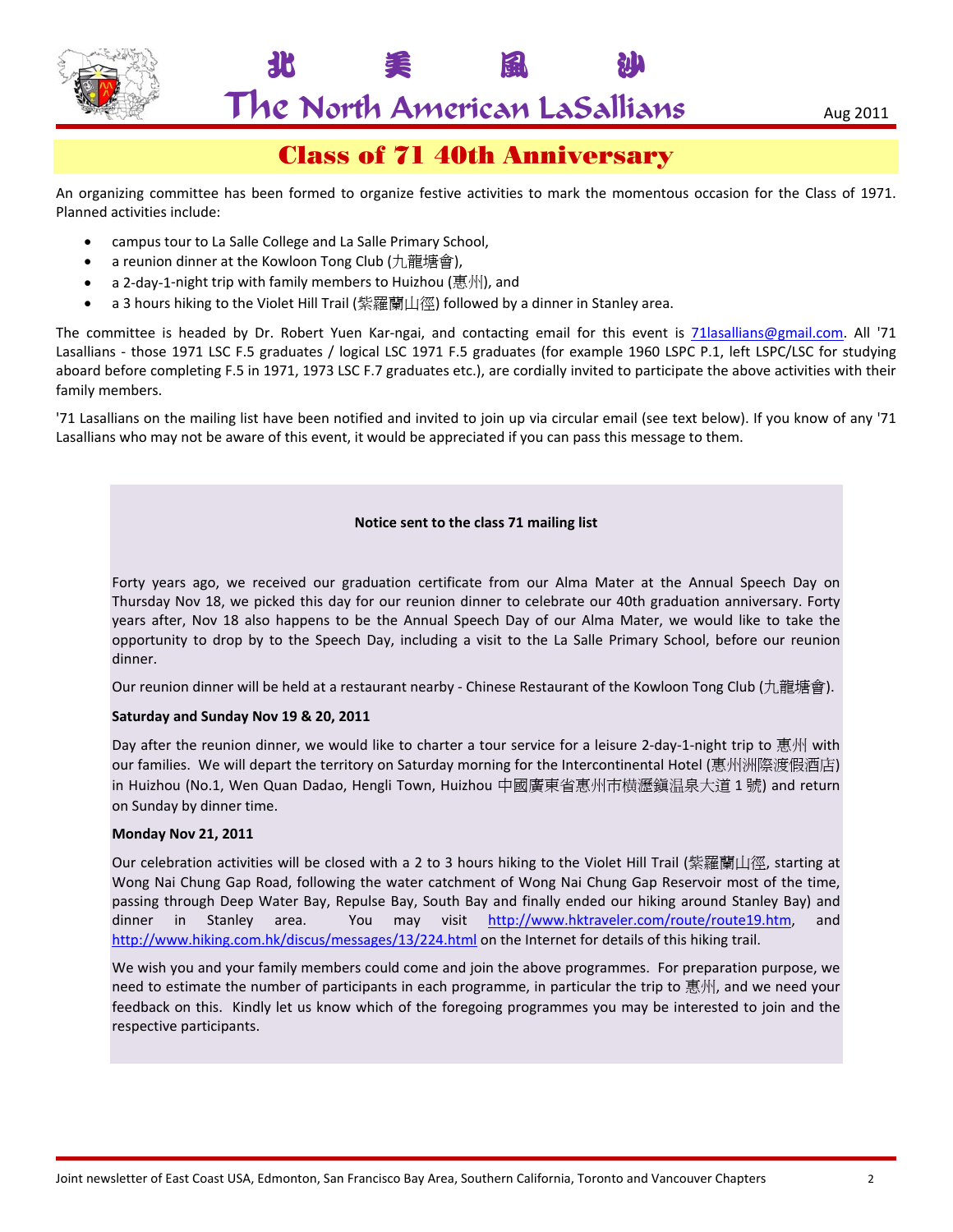## Class of 71 40th Anniversary

An organizing committee has been formed to organize festive activities to mark the momentous occasion for the Class of 1971. Planned activities include:

- campus tour to La Salle College and La Salle Primary School,
- a reunion dinner at the Kowloon Tong Club (九龍塘會),
- a 2-day-1-night trip with family members to Huizhou (惠州), and
- a 3 hours hiking to the Violet Hill Trail (紫羅蘭山徑) followed by a dinner in Stanley area.

The committee is headed by Dr. Robert Yuen Kar-ngai, and contacting email for this event is 71lasallians@gmail.com. All '71 Lasallians - those 1971 LSC F.5 graduates / logical LSC 1971 F.5 graduates (for example 1960 LSPC P.1, left LSPC/LSC for studying aboard before completing F.5 in 1971, 1973 LSC F.7 graduates etc.), are cordially invited to participate the above activities with their family members.

'71 Lasallians on the mailing list have been notified and invited to join up via circular email (see text below). If you know of any '71 Lasallians who may not be aware of this event, it would be appreciated if you can pass this message to them.

**Notice sent to the class 71 mailing list**

Forty years ago, we received our graduation certificate from our Alma Mater at the Annual Speech Day on Thursday Nov 18, we picked this day for our reunion dinner to celebrate our 40th graduation anniversary. Forty years after, Nov 18 also happens to be the Annual Speech Day of our Alma Mater, we would like to take the opportunity to drop by to the Speech Day, including a visit to the La Salle Primary School, before our reunion dinner.

Our reunion dinner will be held at a restaurant nearby - Chinese Restaurant of the Kowloon Tong Club (九龍塘會).

**Saturday and Sunday Nov 19 & 20, 2011**

Day after the reunion dinner, we would like to charter a tour service for a leisure 2-day-1-night trip to 惠州 with our families. We will depart the territory on Saturday morning for the Intercontinental Hotel (惠州洲際渡假酒店) in Huizhou (No.1, Wen Quan Dadao, Hengli Town, Huizhou 中國廣東省惠州市横瀝鎮温泉大道 1 號) and return on Sunday by dinner time.

**Monday Nov 21, 2011**

Our celebration activities will be closed with a 2 to 3 hours hiking to the Violet Hill Trail (紫羅蘭山徑, starting at Wong Nai Chung Gap Road, following the water catchment of Wong Nai Chung Gap Reservoir most of the time, passing through Deep Water Bay, Repulse Bay, South Bay and finally ended our hiking around Stanley Bay) and dinner in Stanley area. You may visit http://www.hktraveler.com/route/route19.htm, and http://www.hiking.com.hk/discus/messages/13/224.html on the Internet for details of this hiking trail.

We wish you and your family members could come and join the above programmes. For preparation purpose, we need to estimate the number of participants in each programme, in particular the trip to 惠州, and we need your feedback on this. Kindly let us know which of the foregoing programmes you may be interested to join and the respective participants.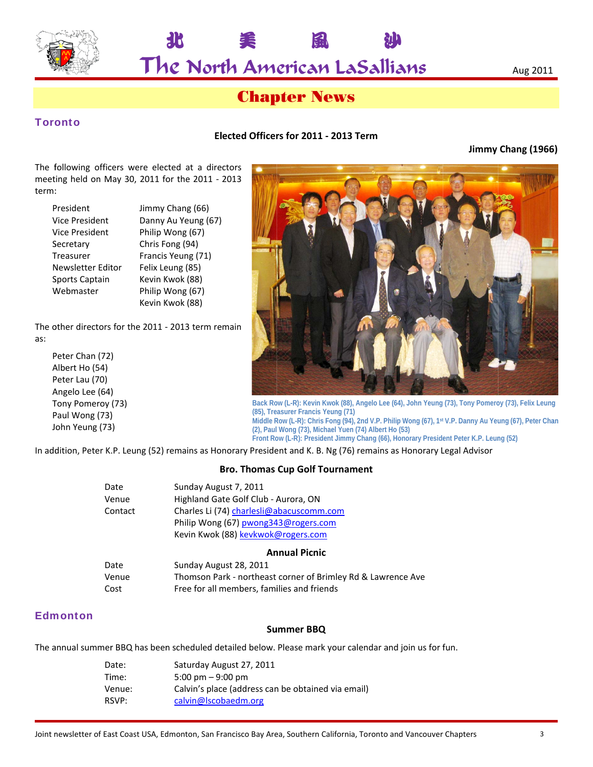# 北 美 鳳 沙
# The North American LaSallians

Aug 2011

## Chapter News

### Toronto

**Elected Officers for 2011 - 2013 Term**

**Jimmy Chang (1966)**

The following officers were elected at a directors meeting held on May 30, 2011 for the 2011 - 2013 term:

| | |
|---|---|
| President | Jimmy Chang (66) |
| Vice President | Danny Au Yeung (67) |
| Vice President | Philip Wong (67) |
| Secretary | Chris Fong (94) |
| Treasurer | Francis Yeung (71) |
| Newsletter Editor | Felix Leung (85) |
| Sports Captain | Kevin Kwok (88) |
| Webmaster | Philip Wong (67) |
| | Kevin Kwok (88) |

The other directors for the 2011 - 2013 term remain as:

- Peter Chan (72)
- Albert Ho (54)
- Peter Lau (70)
- Angelo Lee (64)
- Tony Pomeroy (73)
- Paul Wong (73)
- John Yeung (73)

Back Row (L-R): Kevin Kwok (88), Angelo Lee (64), John Yeung (73), Tony Pomeroy (73), Felix Leung (85), Treasurer Francis Yeung (71)
Middle Row (L-R): Chris Fong (94), 2nd V.P. Philip Wong (67), 1st V.P. Danny Au Yeung (67), Peter Chan (2), Paul Wong (73), Michael Yuen (74) Albert Ho (53)
Front Row (L-R): President Jimmy Chang (66), Honorary President Peter K.P. Leung (52)

In addition, Peter K.P. Leung (52) remains as Honorary President and K. B. Ng (76) remains as Honorary Legal Advisor

**Bro. Thomas Cup Golf Tournament**

| | |
|---|---|
| Date | Sunday August 7, 2011 |
| Venue | Highland Gate Golf Club - Aurora, ON |
| Contact | Charles Li (74) charlesli@abacuscomm.com |
| | Philip Wong (67) pwong343@rogers.com |
| | Kevin Kwok (88) kevkwok@rogers.com |

**Annual Picnic**

| | |
|---|---|
| Date | Sunday August 28, 2011 |
| Venue | Thomson Park - northeast corner of Brimley Rd & Lawrence Ave |
| Cost | Free for all members, families and friends |

### Edmonton

**Summer BBQ**

The annual summer BBQ has been scheduled detailed below. Please mark your calendar and join us for fun.

| | |
|---|---|
| Date: | Saturday August 27, 2011 |
| Time: | 5:00 pm – 9:00 pm |
| Venue: | Calvin's place (address can be obtained via email) |
| RSVP: | calvin@lscobaedm.org |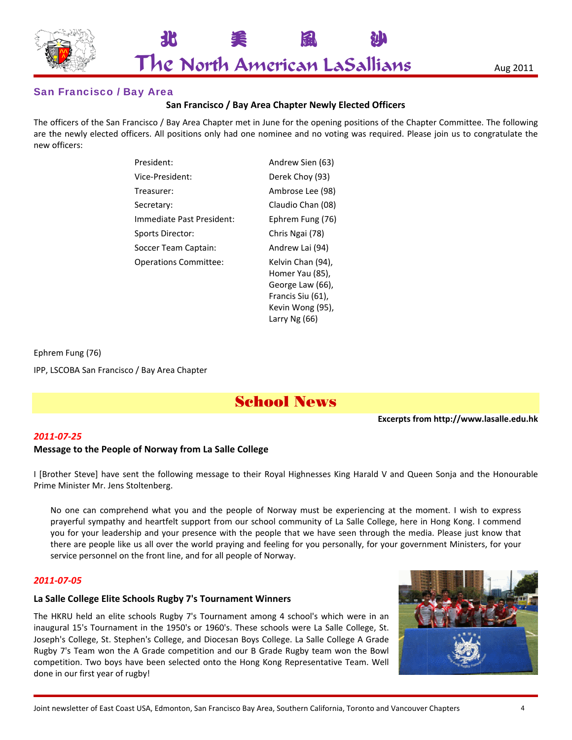## San Francisco / Bay Area

### San Francisco / Bay Area Chapter Newly Elected Officers

The officers of the San Francisco / Bay Area Chapter met in June for the opening positions of the Chapter Committee. The following are the newly elected officers. All positions only had one nominee and no voting was required. Please join us to congratulate the new officers:

| | |
|---|---|
| President: | Andrew Sien (63) |
| Vice-President: | Derek Choy (93) |
| Treasurer: | Ambrose Lee (98) |
| Secretary: | Claudio Chan (08) |
| Immediate Past President: | Ephrem Fung (76) |
| Sports Director: | Chris Ngai (78) |
| Soccer Team Captain: | Andrew Lai (94) |
| Operations Committee: | Kelvin Chan (94), Homer Yau (85), George Law (66), Francis Siu (61), Kevin Wong (95), Larry Ng (66) |

Ephrem Fung (76)

IPP, LSCOBA San Francisco / Bay Area Chapter

# School News

**Excerpts from http://www.lasalle.edu.hk**

***2011-07-25***

**Message to the People of Norway from La Salle College**

I [Brother Steve] have sent the following message to their Royal Highnesses King Harald V and Queen Sonja and the Honourable Prime Minister Mr. Jens Stoltenberg.

> No one can comprehend what you and the people of Norway must be experiencing at the moment. I wish to express prayerful sympathy and heartfelt support from our school community of La Salle College, here in Hong Kong. I commend you for your leadership and your presence with the people that we have seen through the media. Please just know that there are people like us all over the world praying and feeling for you personally, for your government Ministers, for your service personnel on the front line, and for all people of Norway.

***2011-07-05***

**La Salle College Elite Schools Rugby 7's Tournament Winners**

The HKRU held an elite schools Rugby 7's Tournament among 4 school's which were in an inaugural 15's Tournament in the 1950's or 1960's. These schools were La Salle College, St. Joseph's College, St. Stephen's College, and Diocesan Boys College. La Salle College A Grade Rugby 7's Team won the A Grade competition and our B Grade Rugby team won the Bowl competition. Two boys have been selected onto the Hong Kong Representative Team. Well done in our first year of rugby!